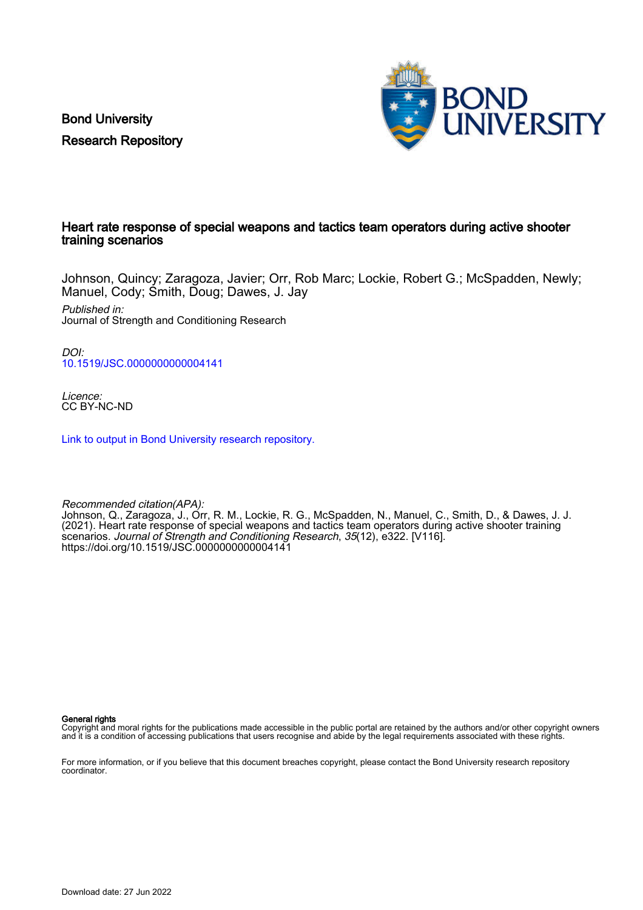Bond University
Research Repository

# Heart rate response of special weapons and tactics team operators during active shooter training scenarios

Johnson, Quincy; Zaragoza, Javier; Orr, Rob Marc; Lockie, Robert G.; McSpadden, Newly; Manuel, Cody; Smith, Doug; Dawes, J. Jay

*Published in:*
Journal of Strength and Conditioning Research

*DOI:*
10.1519/JSC.0000000000004141

*Licence:*
CC BY-NC-ND

Link to output in Bond University research repository.

*Recommended citation(APA):*
Johnson, Q., Zaragoza, J., Orr, R. M., Lockie, R. G., McSpadden, N., Manuel, C., Smith, D., & Dawes, J. J. (2021). Heart rate response of special weapons and tactics team operators during active shooter training scenarios. *Journal of Strength and Conditioning Research*, *35*(12), e322. [V116]. https://doi.org/10.1519/JSC.0000000000004141

**General rights**
Copyright and moral rights for the publications made accessible in the public portal are retained by the authors and/or other copyright owners and it is a condition of accessing publications that users recognise and abide by the legal requirements associated with these rights.

For more information, or if you believe that this document breaches copyright, please contact the Bond University research repository coordinator.

Download date: 27 Jun 2022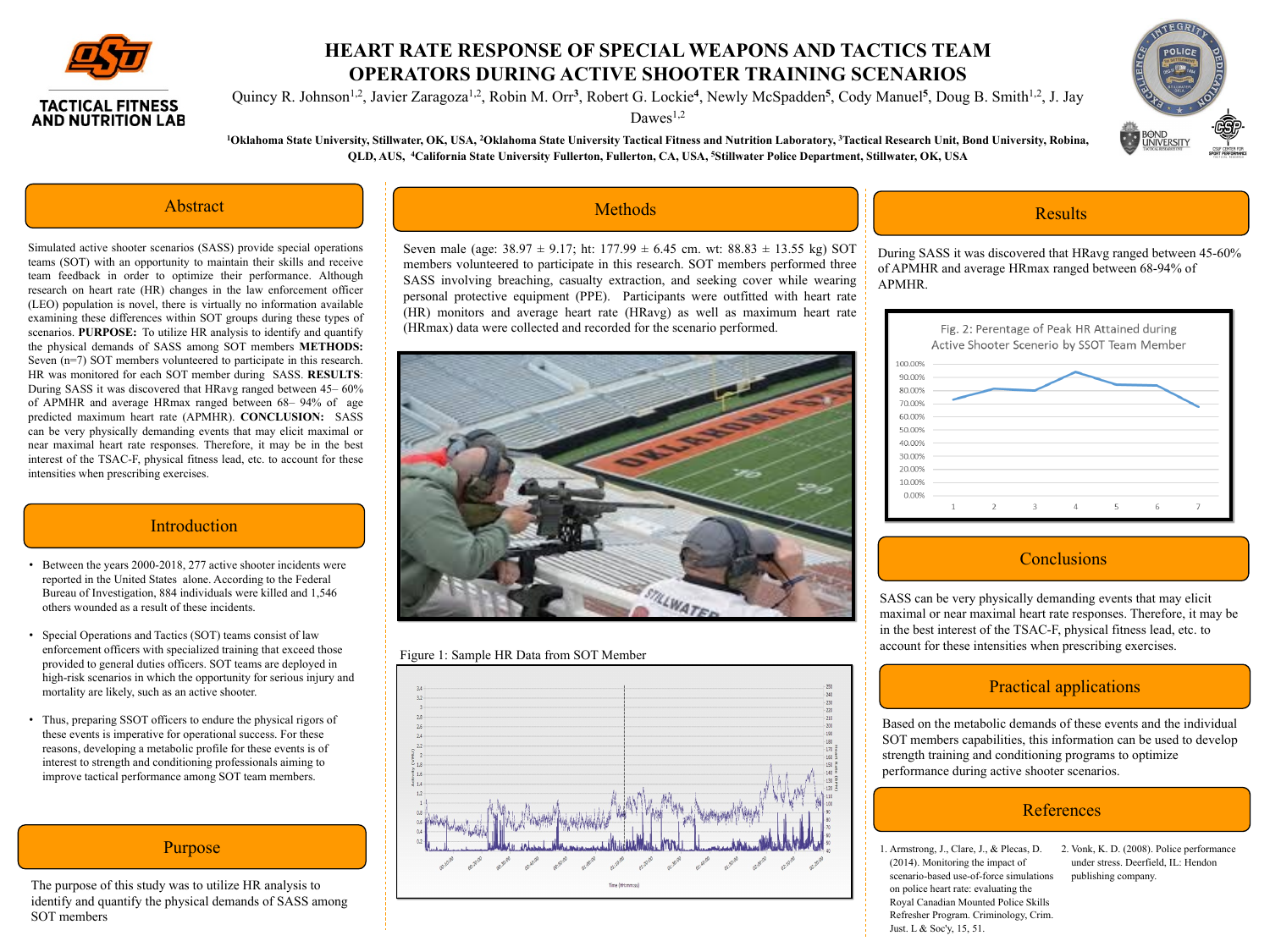# HEART RATE RESPONSE OF SPECIAL WEAPONS AND TACTICS TEAM OPERATORS DURING ACTIVE SHOOTER TRAINING SCENARIOS

Quincy R. Johnson[1,2], Javier Zaragoza[1,2], Robin M. Orr[3], Robert G. Lockie[4], Newly McSpadden[5], Cody Manuel[5], Doug B. Smith[1,2], J. Jay Dawes[1,2]

[1]Oklahoma State University, Stillwater, OK, USA, [2]Oklahoma State University Tactical Fitness and Nutrition Laboratory, [3]Tactical Research Unit, Bond University, Robina, QLD, AUS, [4]California State University Fullerton, Fullerton, CA, USA, [5]Stillwater Police Department, Stillwater, OK, USA

TACTICAL FITNESS AND NUTRITION LAB

## Abstract

Simulated active shooter scenarios (SASS) provide special operations teams (SOT) with an opportunity to maintain their skills and receive team feedback in order to optimize their performance. Although research on heart rate (HR) changes in the law enforcement officer (LEO) population is novel, there is virtually no information available examining these differences within SOT groups during these types of scenarios. **PURPOSE:** To utilize HR analysis to identify and quantify the physical demands of SASS among SOT members **METHODS:** Seven (n=7) SOT members volunteered to participate in this research. HR was monitored for each SOT member during SASS. **RESULTS**: During SASS it was discovered that HRavg ranged between 45– 60% of APMHR and average HRmax ranged between 68– 94% of age predicted maximum heart rate (APMHR). **CONCLUSION:** SASS can be very physically demanding events that may elicit maximal or near maximal heart rate responses. Therefore, it may be in the best interest of the TSAC-F, physical fitness lead, etc. to account for these intensities when prescribing exercises.

## Introduction

- Between the years 2000-2018, 277 active shooter incidents were reported in the United States alone. According to the Federal Bureau of Investigation, 884 individuals were killed and 1,546 others wounded as a result of these incidents.
- Special Operations and Tactics (SOT) teams consist of law enforcement officers with specialized training that exceed those provided to general duties officers. SOT teams are deployed in high-risk scenarios in which the opportunity for serious injury and mortality are likely, such as an active shooter.
- Thus, preparing SSOT officers to endure the physical rigors of these events is imperative for operational success. For these reasons, developing a metabolic profile for these events is of interest to strength and conditioning professionals aiming to improve tactical performance among SOT team members.

## Purpose

The purpose of this study was to utilize HR analysis to identify and quantify the physical demands of SASS among SOT members

## Methods

Seven male (age: 38.97 ± 9.17; ht: 177.99 ± 6.45 cm. wt: 88.83 ± 13.55 kg) SOT members volunteered to participate in this research. SOT members performed three SASS involving breaching, casualty extraction, and seeking cover while wearing personal protective equipment (PPE). Participants were outfitted with heart rate (HR) monitors and average heart rate (HRavg) as well as maximum heart rate (HRmax) data were collected and recorded for the scenario performed.

Figure 1: Sample HR Data from SOT Member

Time (hh:mm:ss)

## Results

During SASS it was discovered that HRavg ranged between 45-60% of APMHR and average HRmax ranged between 68-94% of APMHR.

Fig. 2: Perentage of Peak HR Attained during Active Shooter Scenerio by SSOT Team Member

100.00%
90.00%
80.00%
70.00%
60.00%
50.00%
40.00%
30.00%
20.00%
10.00%
0.00%

1 2 3 4 5 6 7

## Conclusions

SASS can be very physically demanding events that may elicit maximal or near maximal heart rate responses. Therefore, it may be in the best interest of the TSAC-F, physical fitness lead, etc. to account for these intensities when prescribing exercises.

## Practical applications

Based on the metabolic demands of these events and the individual SOT members capabilities, this information can be used to develop strength training and conditioning programs to optimize performance during active shooter scenarios.

## References

1. Armstrong, J., Clare, J., & Plecas, D. (2014). Monitoring the impact of scenario-based use-of-force simulations on police heart rate: evaluating the Royal Canadian Mounted Police Skills Refresher Program. Criminology, Crim. Just. L & Soc'y, 15, 51.
2. Vonk, K. D. (2008). Police performance under stress. Deerfield, IL: Hendon publishing company.